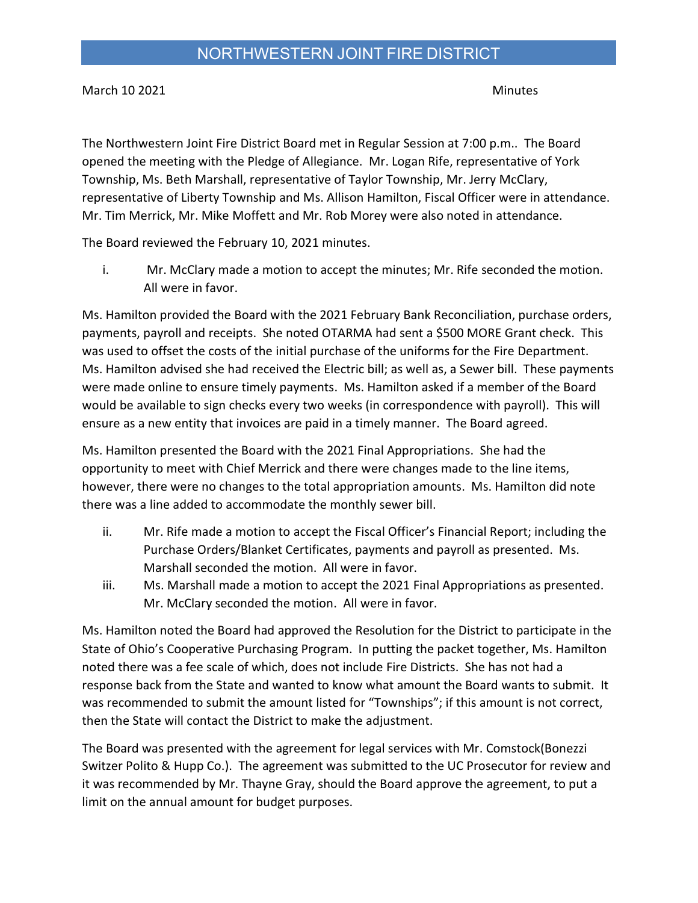# NORTHWESTERN JOINT FIRE DISTRICT

March 10 2021 Minutes

The Northwestern Joint Fire District Board met in Regular Session at 7:00 p.m.. The Board opened the meeting with the Pledge of Allegiance. Mr. Logan Rife, representative of York Township, Ms. Beth Marshall, representative of Taylor Township, Mr. Jerry McClary, representative of Liberty Township and Ms. Allison Hamilton, Fiscal Officer were in attendance. Mr. Tim Merrick, Mr. Mike Moffett and Mr. Rob Morey were also noted in attendance.

The Board reviewed the February 10, 2021 minutes.

i. Mr. McClary made a motion to accept the minutes; Mr. Rife seconded the motion. All were in favor.

Ms. Hamilton provided the Board with the 2021 February Bank Reconciliation, purchase orders, payments, payroll and receipts. She noted OTARMA had sent a $500 MORE Grant check. This was used to offset the costs of the initial purchase of the uniforms for the Fire Department. Ms. Hamilton advised she had received the Electric bill; as well as, a Sewer bill. These payments were made online to ensure timely payments. Ms. Hamilton asked if a member of the Board would be available to sign checks every two weeks (in correspondence with payroll). This will ensure as a new entity that invoices are paid in a timely manner. The Board agreed.

Ms. Hamilton presented the Board with the 2021 Final Appropriations. She had the opportunity to meet with Chief Merrick and there were changes made to the line items, however, there were no changes to the total appropriation amounts. Ms. Hamilton did note there was a line added to accommodate the monthly sewer bill.

ii. Mr. Rife made a motion to accept the Fiscal Officer's Financial Report; including the Purchase Orders/Blanket Certificates, payments and payroll as presented. Ms. Marshall seconded the motion. All were in favor.

iii. Ms. Marshall made a motion to accept the 2021 Final Appropriations as presented. Mr. McClary seconded the motion. All were in favor.

Ms. Hamilton noted the Board had approved the Resolution for the District to participate in the State of Ohio's Cooperative Purchasing Program. In putting the packet together, Ms. Hamilton noted there was a fee scale of which, does not include Fire Districts. She has not had a response back from the State and wanted to know what amount the Board wants to submit. It was recommended to submit the amount listed for "Townships"; if this amount is not correct, then the State will contact the District to make the adjustment.

The Board was presented with the agreement for legal services with Mr. Comstock(Bonezzi Switzer Polito & Hupp Co.). The agreement was submitted to the UC Prosecutor for review and it was recommended by Mr. Thayne Gray, should the Board approve the agreement, to put a limit on the annual amount for budget purposes.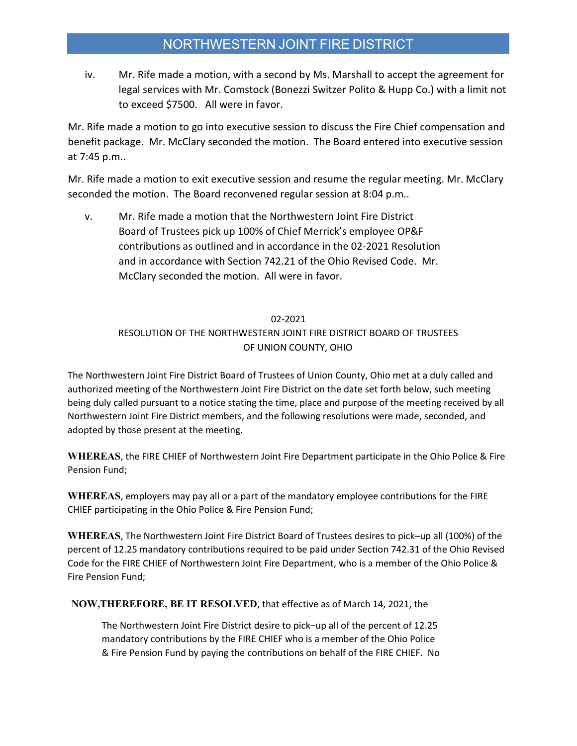iv. Mr. Rife made a motion, with a second by Ms. Marshall to accept the agreement for legal services with Mr. Comstock (Bonezzi Switzer Polito & Hupp Co.) with a limit not to exceed $7500. All were in favor.

Mr. Rife made a motion to go into executive session to discuss the Fire Chief compensation and benefit package. Mr. McClary seconded the motion. The Board entered into executive session at 7:45 p.m..

Mr. Rife made a motion to exit executive session and resume the regular meeting. Mr. McClary seconded the motion. The Board reconvened regular session at 8:04 p.m..

v. Mr. Rife made a motion that the Northwestern Joint Fire District Board of Trustees pick up 100% of Chief Merrick's employee OP&F contributions as outlined and in accordance in the 02-2021 Resolution and in accordance with Section 742.21 of the Ohio Revised Code. Mr. McClary seconded the motion. All were in favor.

02-2021

RESOLUTION OF THE NORTHWESTERN JOINT FIRE DISTRICT BOARD OF TRUSTEES OF UNION COUNTY, OHIO

The Northwestern Joint Fire District Board of Trustees of Union County, Ohio met at a duly called and authorized meeting of the Northwestern Joint Fire District on the date set forth below, such meeting being duly called pursuant to a notice stating the time, place and purpose of the meeting received by all Northwestern Joint Fire District members, and the following resolutions were made, seconded, and adopted by those present at the meeting.

**WHEREAS**, the FIRE CHIEF of Northwestern Joint Fire Department participate in the Ohio Police & Fire Pension Fund;

**WHEREAS**, employers may pay all or a part of the mandatory employee contributions for the FIRE CHIEF participating in the Ohio Police & Fire Pension Fund;

**WHEREAS**, The Northwestern Joint Fire District Board of Trustees desires to pick–up all (100%) of the percent of 12.25 mandatory contributions required to be paid under Section 742.31 of the Ohio Revised Code for the FIRE CHIEF of Northwestern Joint Fire Department, who is a member of the Ohio Police & Fire Pension Fund;

**NOW,THEREFORE, BE IT RESOLVED**, that effective as of March 14, 2021, the

The Northwestern Joint Fire District desire to pick–up all of the percent of 12.25 mandatory contributions by the FIRE CHIEF who is a member of the Ohio Police & Fire Pension Fund by paying the contributions on behalf of the FIRE CHIEF. No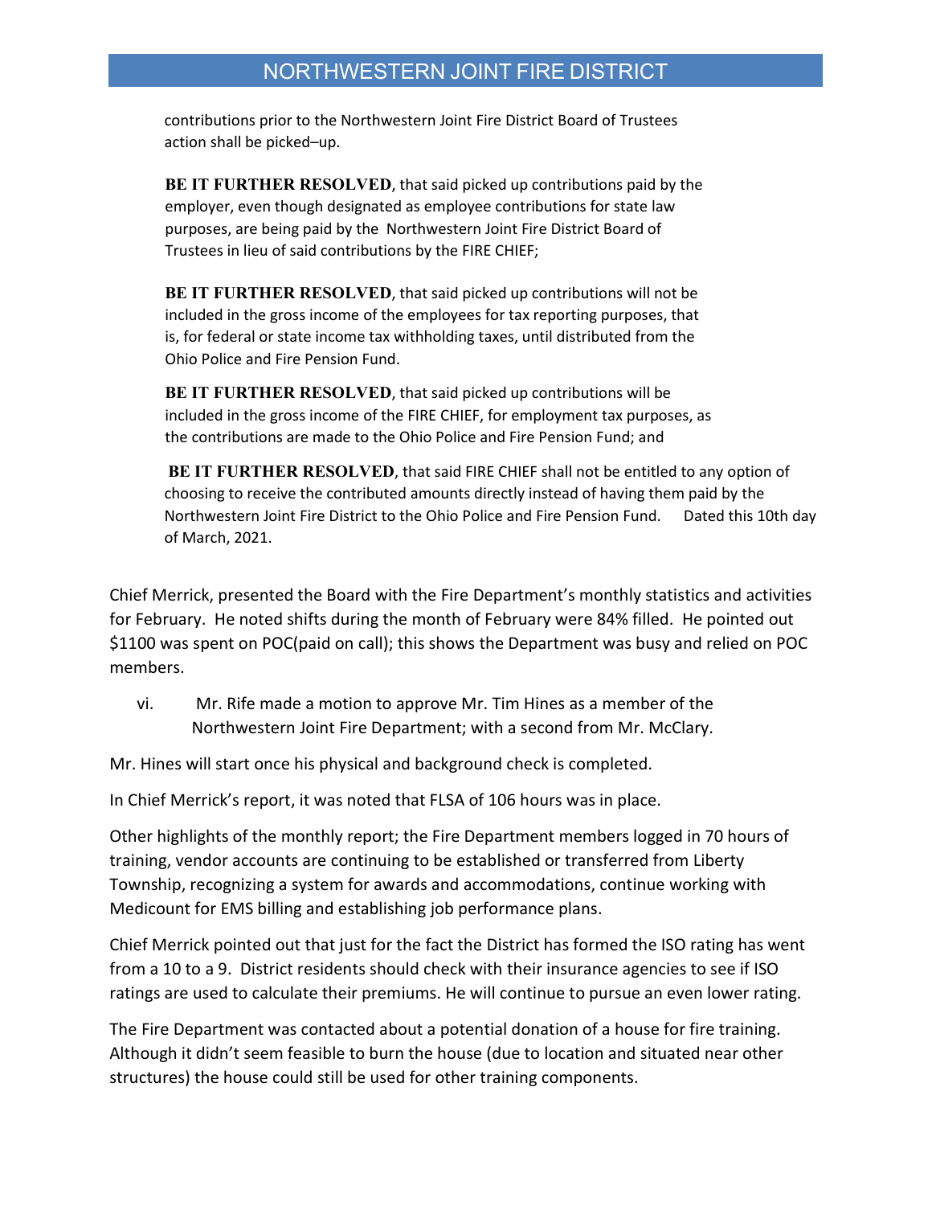contributions prior to the Northwestern Joint Fire District Board of Trustees action shall be picked–up.

**BE IT FURTHER RESOLVED**, that said picked up contributions paid by the employer, even though designated as employee contributions for state law purposes, are being paid by the Northwestern Joint Fire District Board of Trustees in lieu of said contributions by the FIRE CHIEF;

**BE IT FURTHER RESOLVED**, that said picked up contributions will not be included in the gross income of the employees for tax reporting purposes, that is, for federal or state income tax withholding taxes, until distributed from the Ohio Police and Fire Pension Fund.

**BE IT FURTHER RESOLVED**, that said picked up contributions will be included in the gross income of the FIRE CHIEF, for employment tax purposes, as the contributions are made to the Ohio Police and Fire Pension Fund; and

**BE IT FURTHER RESOLVED**, that said FIRE CHIEF shall not be entitled to any option of choosing to receive the contributed amounts directly instead of having them paid by the Northwestern Joint Fire District to the Ohio Police and Fire Pension Fund. Dated this 10th day of March, 2021.

Chief Merrick, presented the Board with the Fire Department's monthly statistics and activities for February. He noted shifts during the month of February were 84% filled. He pointed out $1100 was spent on POC(paid on call); this shows the Department was busy and relied on POC members.

vi. Mr. Rife made a motion to approve Mr. Tim Hines as a member of the Northwestern Joint Fire Department; with a second from Mr. McClary.

Mr. Hines will start once his physical and background check is completed.

In Chief Merrick's report, it was noted that FLSA of 106 hours was in place.

Other highlights of the monthly report; the Fire Department members logged in 70 hours of training, vendor accounts are continuing to be established or transferred from Liberty Township, recognizing a system for awards and accommodations, continue working with Medicount for EMS billing and establishing job performance plans.

Chief Merrick pointed out that just for the fact the District has formed the ISO rating has went from a 10 to a 9. District residents should check with their insurance agencies to see if ISO ratings are used to calculate their premiums. He will continue to pursue an even lower rating.

The Fire Department was contacted about a potential donation of a house for fire training. Although it didn't seem feasible to burn the house (due to location and situated near other structures) the house could still be used for other training components.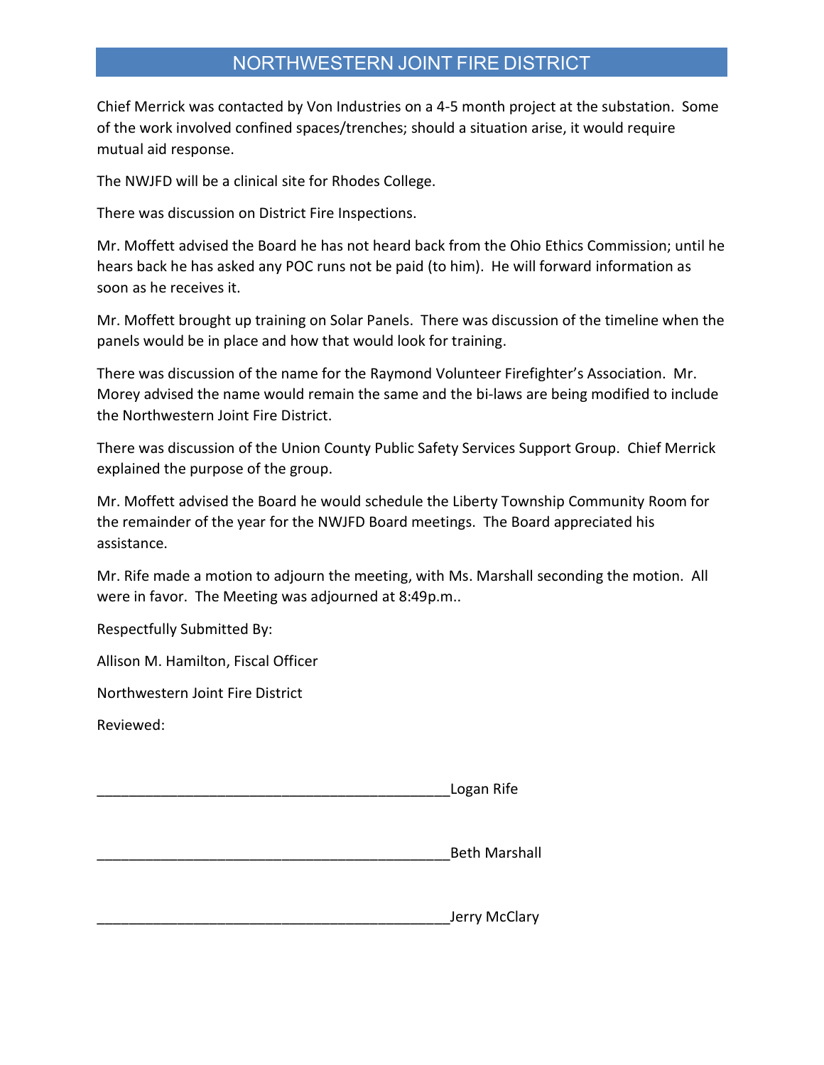# NORTHWESTERN JOINT FIRE DISTRICT

Chief Merrick was contacted by Von Industries on a 4-5 month project at the substation. Some of the work involved confined spaces/trenches; should a situation arise, it would require mutual aid response.

The NWJFD will be a clinical site for Rhodes College.

There was discussion on District Fire Inspections.

Mr. Moffett advised the Board he has not heard back from the Ohio Ethics Commission; until he hears back he has asked any POC runs not be paid (to him). He will forward information as soon as he receives it.

Mr. Moffett brought up training on Solar Panels. There was discussion of the timeline when the panels would be in place and how that would look for training.

There was discussion of the name for the Raymond Volunteer Firefighter's Association. Mr. Morey advised the name would remain the same and the bi-laws are being modified to include the Northwestern Joint Fire District.

There was discussion of the Union County Public Safety Services Support Group. Chief Merrick explained the purpose of the group.

Mr. Moffett advised the Board he would schedule the Liberty Township Community Room for the remainder of the year for the NWJFD Board meetings. The Board appreciated his assistance.

Mr. Rife made a motion to adjourn the meeting, with Ms. Marshall seconding the motion. All were in favor. The Meeting was adjourned at 8:49p.m..

Respectfully Submitted By:

Allison M. Hamilton, Fiscal Officer

Northwestern Joint Fire District

Reviewed:

_____________________________________________Logan Rife

_____________________________________________Beth Marshall

_____________________________________________Jerry McClary